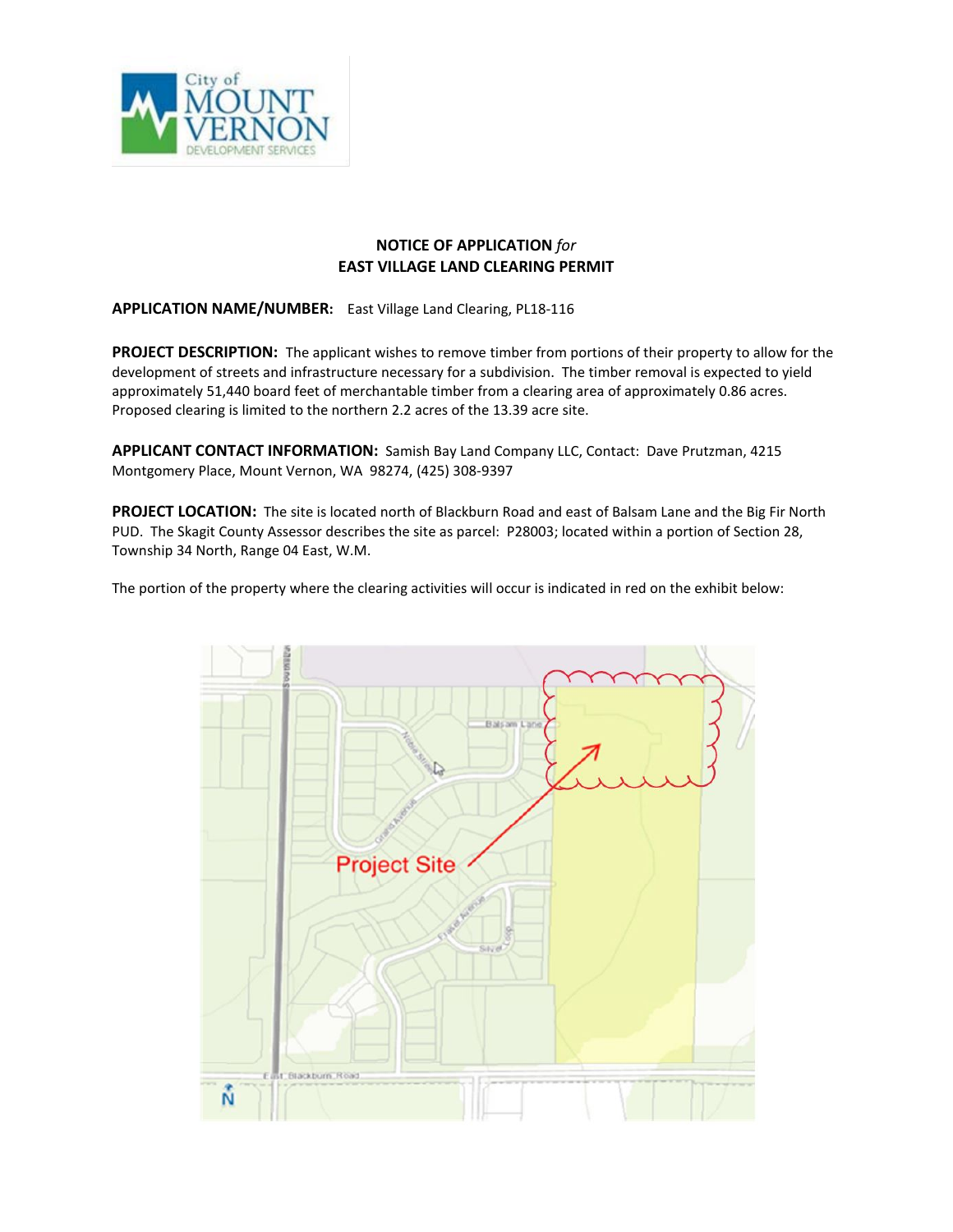# NOTICE OF APPLICATION *for*
# EAST VILLAGE LAND CLEARING PERMIT

**APPLICATION NAME/NUMBER:** East Village Land Clearing, PL18-116

**PROJECT DESCRIPTION:** The applicant wishes to remove timber from portions of their property to allow for the development of streets and infrastructure necessary for a subdivision. The timber removal is expected to yield approximately 51,440 board feet of merchantable timber from a clearing area of approximately 0.86 acres. Proposed clearing is limited to the northern 2.2 acres of the 13.39 acre site.

**APPLICANT CONTACT INFORMATION:** Samish Bay Land Company LLC, Contact: Dave Prutzman, 4215 Montgomery Place, Mount Vernon, WA 98274, (425) 308-9397

**PROJECT LOCATION:** The site is located north of Blackburn Road and east of Balsam Lane and the Big Fir North PUD. The Skagit County Assessor describes the site as parcel: P28003; located within a portion of Section 28, Township 34 North, Range 04 East, W.M.

The portion of the property where the clearing activities will occur is indicated in red on the exhibit below: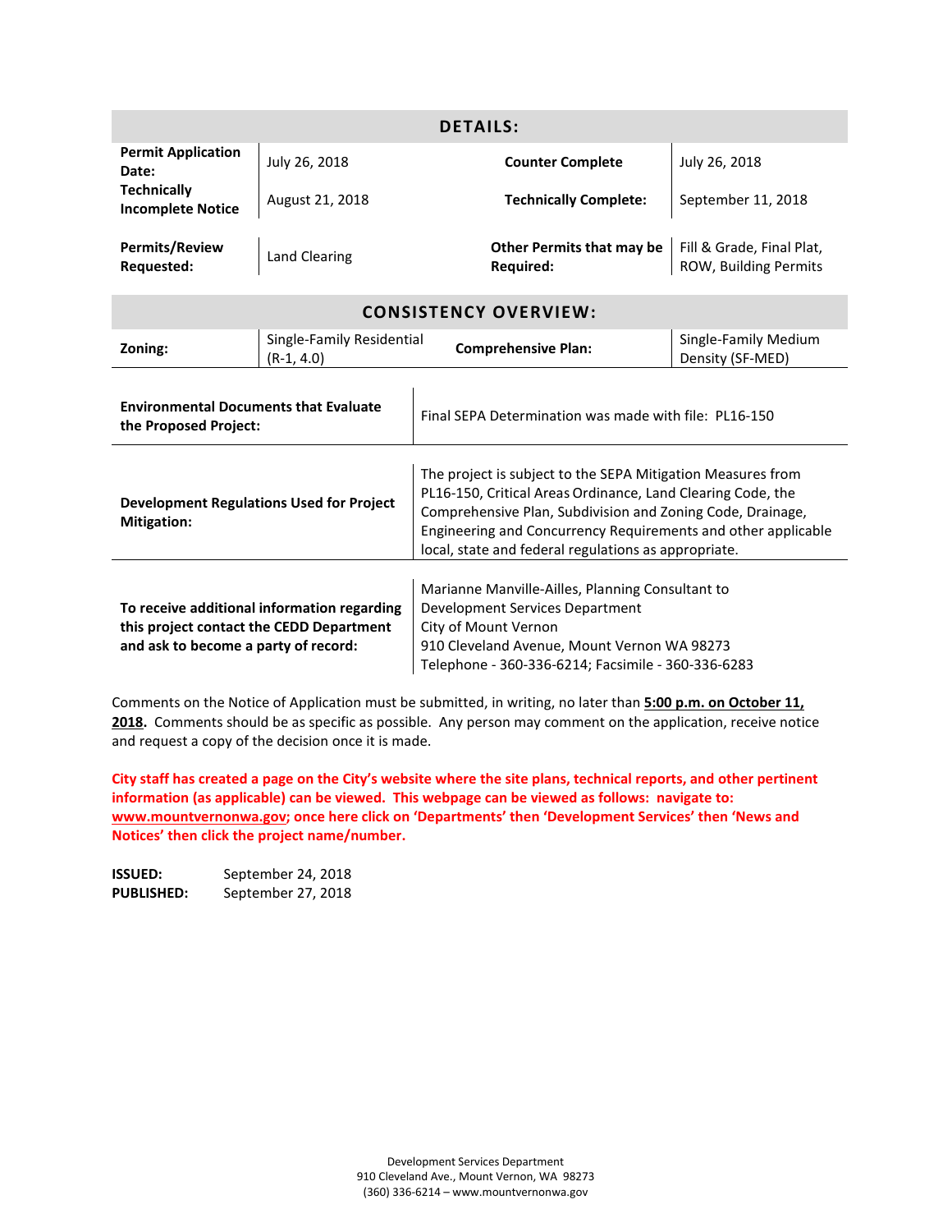## DETAILS:

| | | | |
|---|---|---|---|
| **Permit Application Date:** | July 26, 2018 | **Counter Complete** | July 26, 2018 |
| **Technically Incomplete Notice** | August 21, 2018 | **Technically Complete:** | September 11, 2018 |
| **Permits/Review Requested:** | Land Clearing | **Other Permits that may be Required:** | Fill & Grade, Final Plat, ROW, Building Permits |

## CONSISTENCY OVERVIEW:

| | | | |
|---|---|---|---|
| **Zoning:** | Single-Family Residential (R-1, 4.0) | **Comprehensive Plan:** | Single-Family Medium Density (SF-MED) |

| | |
|---|---|
| **Environmental Documents that Evaluate the Proposed Project:** | Final SEPA Determination was made with file: PL16-150 |
| **Development Regulations Used for Project Mitigation:** | The project is subject to the SEPA Mitigation Measures from PL16-150, Critical Areas Ordinance, Land Clearing Code, the Comprehensive Plan, Subdivision and Zoning Code, Drainage, Engineering and Concurrency Requirements and other applicable local, state and federal regulations as appropriate. |
| **To receive additional information regarding this project contact the CEDD Department and ask to become a party of record:** | Marianne Manville-Ailles, Planning Consultant to Development Services Department<br>City of Mount Vernon<br>910 Cleveland Avenue, Mount Vernon WA 98273<br>Telephone - 360-336-6214; Facsimile - 360-336-6283 |

Comments on the Notice of Application must be submitted, in writing, no later than **5:00 p.m. on October 11, 2018.** Comments should be as specific as possible. Any person may comment on the application, receive notice and request a copy of the decision once it is made.

**City staff has created a page on the City's website where the site plans, technical reports, and other pertinent information (as applicable) can be viewed. This webpage can be viewed as follows: navigate to: www.mountvernonwa.gov; once here click on 'Departments' then 'Development Services' then 'News and Notices' then click the project name/number.**

**ISSUED:** September 24, 2018
**PUBLISHED:** September 27, 2018

Development Services Department
910 Cleveland Ave., Mount Vernon, WA 98273
(360) 336-6214 – www.mountvernonwa.gov